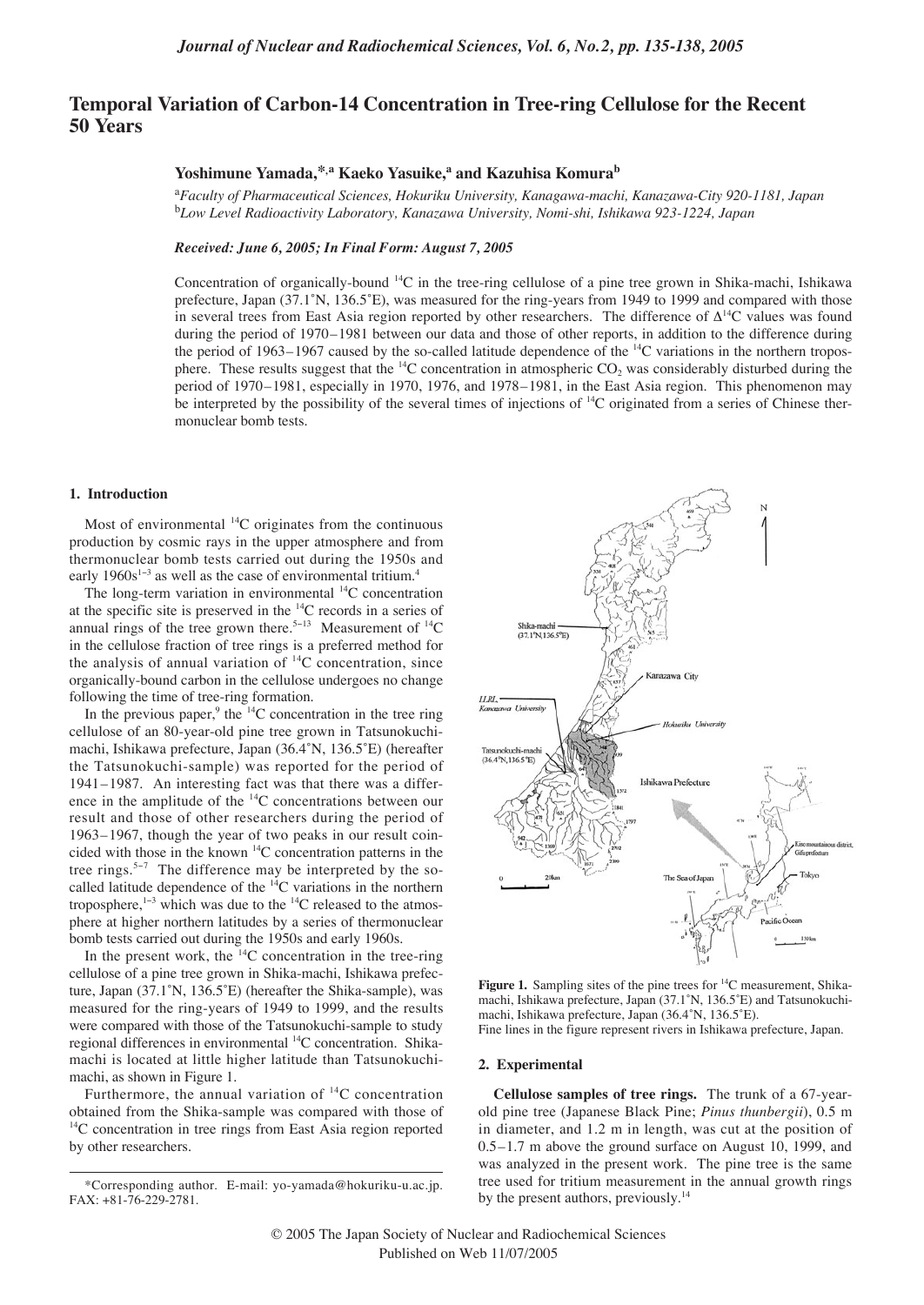# Temporal Variation of Carbon-14 Concentration in Tree-ring Cellulose for the Recent 50 Years

**Yoshimune Yamada,[*,a] Kaeko Yasuike,[a] and Kazuhisa Komura[b]**

[a] *Faculty of Pharmaceutical Sciences, Hokuriku University, Kanagawa-machi, Kanazawa-City 920-1181, Japan*
[b] *Low Level Radioactivity Laboratory, Kanazawa University, Nomi-shi, Ishikawa 923-1224, Japan*

*Received: June 6, 2005; In Final Form: August 7, 2005*

Concentration of organically-bound $^{14}C$ in the tree-ring cellulose of a pine tree grown in Shika-machi, Ishikawa prefecture, Japan (37.1˚N, 136.5˚E), was measured for the ring-years from 1949 to 1999 and compared with those in several trees from East Asia region reported by other researchers. The difference of $\Delta^{14}C$ values was found during the period of 1970–1981 between our data and those of other reports, in addition to the difference during the period of 1963–1967 caused by the so-called latitude dependence of the $^{14}C$ variations in the northern troposphere. These results suggest that the $^{14}C$ concentration in atmospheric $CO_2$ was considerably disturbed during the period of 1970–1981, especially in 1970, 1976, and 1978–1981, in the East Asia region. This phenomenon may be interpreted by the possibility of the several times of injections of $^{14}C$ originated from a series of Chinese thermonuclear bomb tests.

## 1. Introduction

Most of environmental $^{14}C$ originates from the continuous production by cosmic rays in the upper atmosphere and from thermonuclear bomb tests carried out during the 1950s and early 1960s[1–3] as well as the case of environmental tritium.[4]

The long-term variation in environmental $^{14}C$ concentration at the specific site is preserved in the $^{14}C$ records in a series of annual rings of the tree grown there.[5–13] Measurement of $^{14}C$ in the cellulose fraction of tree rings is a preferred method for the analysis of annual variation of $^{14}C$ concentration, since organically-bound carbon in the cellulose undergoes no change following the time of tree-ring formation.

In the previous paper,[9] the $^{14}C$ concentration in the tree ring cellulose of an 80-year-old pine tree grown in Tatsunokuchi-machi, Ishikawa prefecture, Japan (36.4˚N, 136.5˚E) (hereafter the Tatsunokuchi-sample) was reported for the period of 1941–1987. An interesting fact was that there was a difference in the amplitude of the $^{14}C$ concentrations between our result and those of other researchers during the period of 1963–1967, though the year of two peaks in our result coincided with those in the known $^{14}C$ concentration patterns in the tree rings.[5–7] The difference may be interpreted by the so-called latitude dependence of the $^{14}C$ variations in the northern troposphere,[1–3] which was due to the $^{14}C$ released to the atmosphere at higher northern latitudes by a series of thermonuclear bomb tests carried out during the 1950s and early 1960s.

In the present work, the $^{14}C$ concentration in the tree-ring cellulose of a pine tree grown in Shika-machi, Ishikawa prefecture, Japan (37.1˚N, 136.5˚E) (hereafter the Shika-sample), was measured for the ring-years of 1949 to 1999, and the results were compared with those of the Tatsunokuchi-sample to study regional differences in environmental $^{14}C$ concentration. Shika-machi is located at little higher latitude than Tatsunokuchi-machi, as shown in Figure 1.

Furthermore, the annual variation of $^{14}C$ concentration obtained from the Shika-sample was compared with those of $^{14}C$ concentration in tree rings from East Asia region reported by other researchers.

**Figure 1.** Sampling sites of the pine trees for $^{14}C$ measurement, Shika-machi, Ishikawa prefecture, Japan (37.1˚N, 136.5˚E) and Tatsunokuchi-machi, Ishikawa prefecture, Japan (36.4˚N, 136.5˚E).
Fine lines in the figure represent rivers in Ishikawa prefecture, Japan.

## 2. Experimental

**Cellulose samples of tree rings.** The trunk of a 67-year-old pine tree (Japanese Black Pine; *Pinus thunbergii*), 0.5 m in diameter, and 1.2 m in length, was cut at the position of 0.5–1.7 m above the ground surface on August 10, 1999, and was analyzed in the present work. The pine tree is the same tree used for tritium measurement in the annual growth rings by the present authors, previously.[14]

*Corresponding author. E-mail: yo-yamada@hokuriku-u.ac.jp. FAX: +81-76-229-2781.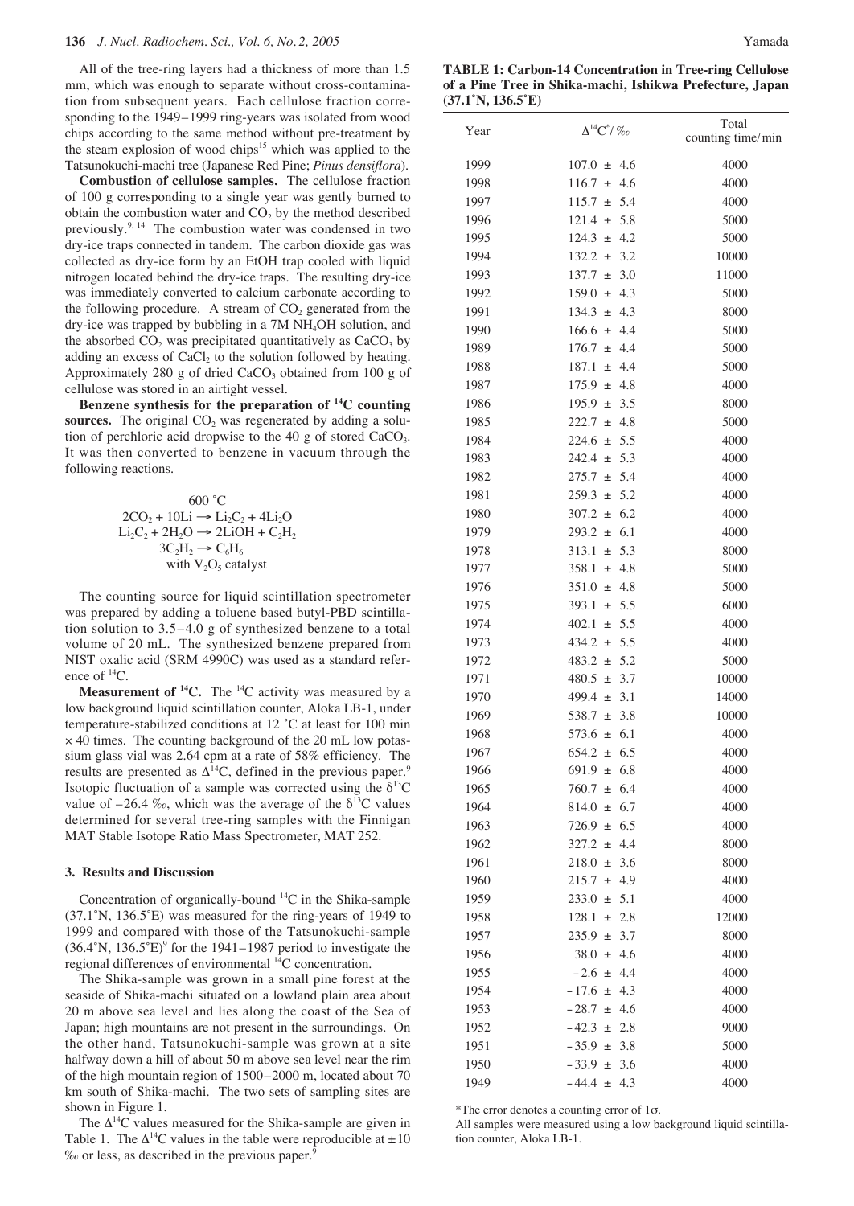All of the tree-ring layers had a thickness of more than 1.5 mm, which was enough to separate without cross-contamination from subsequent years. Each cellulose fraction corresponding to the 1949–1999 ring-years was isolated from wood chips according to the same method without pre-treatment by the steam explosion of wood chips[15] which was applied to the Tatsunokuchi-machi tree (Japanese Red Pine; *Pinus densiflora*).

**Combustion of cellulose samples.** The cellulose fraction of 100 g corresponding to a single year was gently burned to obtain the combustion water and $CO_2$ by the method described previously.[9, 14] The combustion water was condensed in two dry-ice traps connected in tandem. The carbon dioxide gas was collected as dry-ice form by an EtOH trap cooled with liquid nitrogen located behind the dry-ice traps. The resulting dry-ice was immediately converted to calcium carbonate according to the following procedure. A stream of $CO_2$ generated from the dry-ice was trapped by bubbling in a 7M $NH_4OH$ solution, and the absorbed $CO_2$ was precipitated quantitatively as $CaCO_3$ by adding an excess of $CaCl_2$ to the solution followed by heating. Approximately 280 g of dried $CaCO_3$ obtained from 100 g of cellulose was stored in an airtight vessel.

**Benzene synthesis for the preparation of $^{14}C$ counting sources.** The original $CO_2$ was regenerated by adding a solution of perchloric acid dropwise to the 40 g of stored $CaCO_3$. It was then converted to benzene in vacuum through the following reactions.

$$2CO_2 + 10Li \xrightarrow{600\ ^\circ C} Li_2C_2 + 4Li_2O$$

$$Li_2C_2 + 2H_2O \rightarrow 2LiOH + C_2H_2$$

$$3C_2H_2 \rightarrow C_6H_6 \quad \text{with } V_2O_5 \text{ catalyst}$$

The counting source for liquid scintillation spectrometer was prepared by adding a toluene based butyl-PBD scintillation solution to 3.5–4.0 g of synthesized benzene to a total volume of 20 mL. The synthesized benzene prepared from NIST oxalic acid (SRM 4990C) was used as a standard reference of $^{14}C$.

**Measurement of $^{14}C$.** The $^{14}C$ activity was measured by a low background liquid scintillation counter, Aloka LB-1, under temperature-stabilized conditions at 12 ˚C at least for 100 min × 40 times. The counting background of the 20 mL low potassium glass vial was 2.64 cpm at a rate of 58% efficiency. The results are presented as $\Delta^{14}C$, defined in the previous paper.[9] Isotopic fluctuation of a sample was corrected using the $\delta^{13}C$ value of –26.4 ‰, which was the average of the $\delta^{13}C$ values determined for several tree-ring samples with the Finnigan MAT Stable Isotope Ratio Mass Spectrometer, MAT 252.

## 3. Results and Discussion

Concentration of organically-bound $^{14}C$ in the Shika-sample (37.1˚N, 136.5˚E) was measured for the ring-years of 1949 to 1999 and compared with those of the Tatsunokuchi-sample (36.4˚N, 136.5˚E)[9] for the 1941–1987 period to investigate the regional differences of environmental $^{14}C$ concentration.

The Shika-sample was grown in a small pine forest at the seaside of Shika-machi situated on a lowland plain area about 20 m above sea level and lies along the coast of the Sea of Japan; high mountains are not present in the surroundings. On the other hand, Tatsunokuchi-sample was grown at a site halfway down a hill of about 50 m above sea level near the rim of the high mountain region of 1500–2000 m, located about 70 km south of Shika-machi. The two sets of sampling sites are shown in Figure 1.

The $\Delta^{14}C$ values measured for the Shika-sample are given in Table 1. The $\Delta^{14}C$ values in the table were reproducible at ±10 ‰ or less, as described in the previous paper.[9]

**TABLE 1: Carbon-14 Concentration in Tree-ring Cellulose of a Pine Tree in Shika-machi, Ishikwa Prefecture, Japan (37.1˚N, 136.5˚E)**

| Year | $\Delta^{14}C^*$/ ‰ | Total counting time/min |
|---|---|---|
| 1999 | 107.0 ± 4.6 | 4000 |
| 1998 | 116.7 ± 4.6 | 4000 |
| 1997 | 115.7 ± 5.4 | 4000 |
| 1996 | 121.4 ± 5.8 | 5000 |
| 1995 | 124.3 ± 4.2 | 5000 |
| 1994 | 132.2 ± 3.2 | 10000 |
| 1993 | 137.7 ± 3.0 | 11000 |
| 1992 | 159.0 ± 4.3 | 5000 |
| 1991 | 134.3 ± 4.3 | 8000 |
| 1990 | 166.6 ± 4.4 | 5000 |
| 1989 | 176.7 ± 4.4 | 5000 |
| 1988 | 187.1 ± 4.4 | 5000 |
| 1987 | 175.9 ± 4.8 | 4000 |
| 1986 | 195.9 ± 3.5 | 8000 |
| 1985 | 222.7 ± 4.8 | 5000 |
| 1984 | 224.6 ± 5.5 | 4000 |
| 1983 | 242.4 ± 5.3 | 4000 |
| 1982 | 275.7 ± 5.4 | 4000 |
| 1981 | 259.3 ± 5.2 | 4000 |
| 1980 | 307.2 ± 6.2 | 4000 |
| 1979 | 293.2 ± 6.1 | 4000 |
| 1978 | 313.1 ± 5.3 | 8000 |
| 1977 | 358.1 ± 4.8 | 5000 |
| 1976 | 351.0 ± 4.8 | 5000 |
| 1975 | 393.1 ± 5.5 | 6000 |
| 1974 | 402.1 ± 5.5 | 4000 |
| 1973 | 434.2 ± 5.5 | 4000 |
| 1972 | 483.2 ± 5.2 | 5000 |
| 1971 | 480.5 ± 3.7 | 10000 |
| 1970 | 499.4 ± 3.1 | 14000 |
| 1969 | 538.7 ± 3.8 | 10000 |
| 1968 | 573.6 ± 6.1 | 4000 |
| 1967 | 654.2 ± 6.5 | 4000 |
| 1966 | 691.9 ± 6.8 | 4000 |
| 1965 | 760.7 ± 6.4 | 4000 |
| 1964 | 814.0 ± 6.7 | 4000 |
| 1963 | 726.9 ± 6.5 | 4000 |
| 1962 | 327.2 ± 4.4 | 8000 |
| 1961 | 218.0 ± 3.6 | 8000 |
| 1960 | 215.7 ± 4.9 | 4000 |
| 1959 | 233.0 ± 5.1 | 4000 |
| 1958 | 128.1 ± 2.8 | 12000 |
| 1957 | 235.9 ± 3.7 | 8000 |
| 1956 | 38.0 ± 4.6 | 4000 |
| 1955 | –2.6 ± 4.4 | 4000 |
| 1954 | –17.6 ± 4.3 | 4000 |
| 1953 | –28.7 ± 4.6 | 4000 |
| 1952 | –42.3 ± 2.8 | 9000 |
| 1951 | –35.9 ± 3.8 | 5000 |
| 1950 | –33.9 ± 3.6 | 4000 |
| 1949 | –44.4 ± 4.3 | 4000 |

*The error denotes a counting error of 1σ.

All samples were measured using a low background liquid scintillation counter, Aloka LB-1.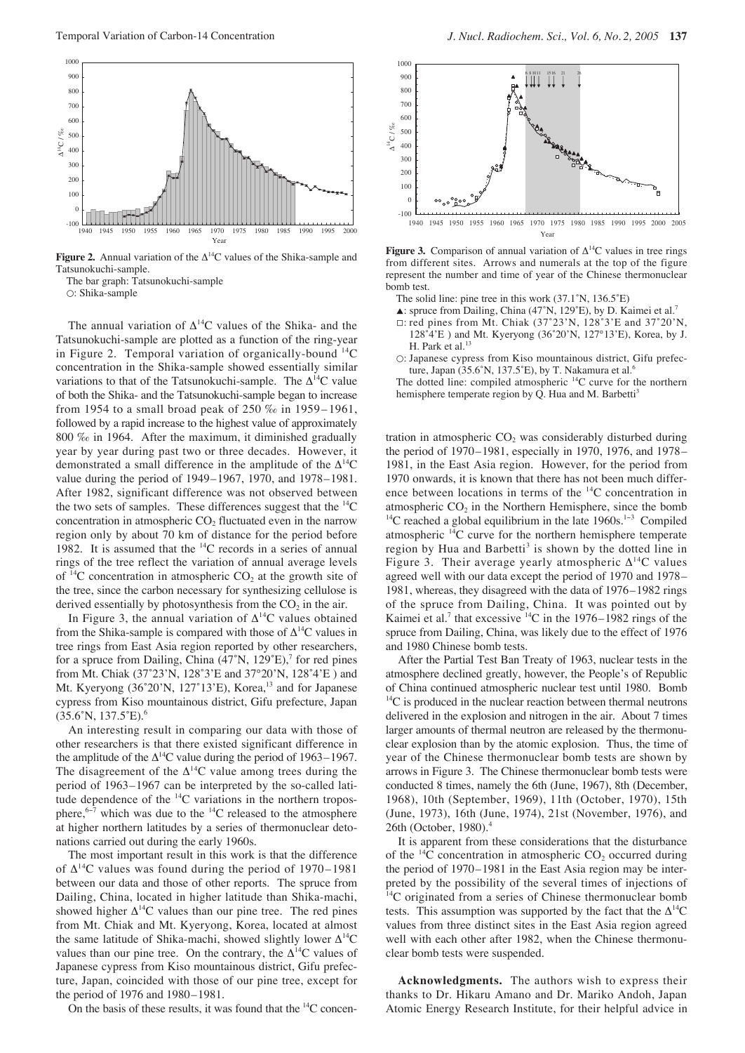**Figure 2.** Annual variation of the $\Delta^{14}C$ values of the Shika-sample and Tatsunokuchi-sample.

The bar graph: Tatsunokuchi-sample

○: Shika-sample

The annual variation of $\Delta^{14}C$ values of the Shika- and the Tatsunokuchi-sample are plotted as a function of the ring-year in Figure 2. Temporal variation of organically-bound $^{14}C$ concentration in the Shika-sample showed essentially similar variations to that of the Tatsunokuchi-sample. The $\Delta^{14}C$ value of both the Shika- and the Tatsunokuchi-sample began to increase from 1954 to a small broad peak of 250 ‰ in 1959–1961, followed by a rapid increase to the highest value of approximately 800 ‰ in 1964. After the maximum, it diminished gradually year by year during past two or three decades. However, it demonstrated a small difference in the amplitude of the $\Delta^{14}C$ value during the period of 1949–1967, 1970, and 1978–1981. After 1982, significant difference was not observed between the two sets of samples. These differences suggest that the $^{14}C$ concentration in atmospheric $CO_2$ fluctuated even in the narrow region only by about 70 km of distance for the period before 1982. It is assumed that the $^{14}C$ records in a series of annual rings of the tree reflect the variation of annual average levels of $^{14}C$ concentration in atmospheric $CO_2$ at the growth site of the tree, since the carbon necessary for synthesizing cellulose is derived essentially by photosynthesis from the $CO_2$ in the air.

In Figure 3, the annual variation of $\Delta^{14}C$ values obtained from the Shika-sample is compared with those of $\Delta^{14}C$ values in tree rings from East Asia region reported by other researchers, for a spruce from Dailing, China (47˚N, 129˚E),[7] for red pines from Mt. Chiak (37˚23'N, 128˚3'E and 37°20'N, 128˚4'E ) and Mt. Kyeryong (36˚20'N, 127˚13'E), Korea,[13] and for Japanese cypress from Kiso mountainous district, Gifu prefecture, Japan (35.6˚N, 137.5˚E).[6]

An interesting result in comparing our data with those of other researchers is that there existed significant difference in the amplitude of the $\Delta^{14}C$ value during the period of 1963–1967. The disagreement of the $\Delta^{14}C$ value among trees during the period of 1963–1967 can be interpreted by the so-called latitude dependence of the $^{14}C$ variations in the northern troposphere,[6–7] which was due to the $^{14}C$ released to the atmosphere at higher northern latitudes by a series of thermonuclear detonations carried out during the early 1960s.

The most important result in this work is that the difference of $\Delta^{14}C$ values was found during the period of 1970–1981 between our data and those of other reports. The spruce from Dailing, China, located in higher latitude than Shika-machi, showed higher $\Delta^{14}C$ values than our pine tree. The red pines from Mt. Chiak and Mt. Kyeryong, Korea, located at almost the same latitude of Shika-machi, showed slightly lower $\Delta^{14}C$ values than our pine tree. On the contrary, the $\Delta^{14}C$ values of Japanese cypress from Kiso mountainous district, Gifu prefecture, Japan, coincided with those of our pine tree, except for the period of 1976 and 1980–1981.

On the basis of these results, it was found that the $^{14}C$ concentration in atmospheric $CO_2$ was considerably disturbed during the period of 1970–1981, especially in 1970, 1976, and 1978–1981, in the East Asia region. However, for the period from 1970 onwards, it is known that there has not been much difference between locations in terms of the $^{14}C$ concentration in atmospheric $CO_2$ in the Northern Hemisphere, since the bomb $^{14}C$ reached a global equilibrium in the late 1960s.[1–3] Compiled atmospheric $^{14}C$ curve for the northern hemisphere temperate region by Hua and Barbetti[3] is shown by the dotted line in Figure 3. Their average yearly atmospheric $\Delta^{14}C$ values agreed well with our data except the period of 1970 and 1978–1981, whereas, they disagreed with the data of 1976–1982 rings of the spruce from Dailing, China. It was pointed out by Kaimei et al.[7] that excessive $^{14}C$ in the 1976–1982 rings of the spruce from Dailing, China, was likely due to the effect of 1976 and 1980 Chinese bomb tests.

**Figure 3.** Comparison of annual variation of $\Delta^{14}C$ values in tree rings from different sites. Arrows and numerals at the top of the figure represent the number and time of year of the Chinese thermonuclear bomb test.

The solid line: pine tree in this work (37.1˚N, 136.5˚E)

▲: spruce from Dailing, China (47˚N, 129˚E), by D. Kaimei et al.[7]

□: red pines from Mt. Chiak (37˚23'N, 128˚3'E and 37˚20'N, 128˚4'E ) and Mt. Kyeryong (36˚20'N, 127˚13'E), Korea, by J. H. Park et al.[13]

○: Japanese cypress from Kiso mountainous district, Gifu prefecture, Japan (35.6˚N, 137.5˚E), by T. Nakamura et al.[6]

The dotted line: compiled atmospheric $^{14}C$ curve for the northern hemisphere temperate region by Q. Hua and M. Barbetti[3]

After the Partial Test Ban Treaty of 1963, nuclear tests in the atmosphere declined greatly, however, the People's Republic of China continued atmospheric nuclear test until 1980. Bomb $^{14}C$ is produced in the nuclear reaction between thermal neutrons delivered in the explosion and nitrogen in the air. About 7 times larger amounts of thermal neutron are released by the thermonuclear explosion than by the atomic explosion. Thus, the time of year of the Chinese thermonuclear bomb tests are shown by arrows in Figure 3. The Chinese thermonuclear bomb tests were conducted 8 times, namely the 6th (June, 1967), 8th (December, 1968), 10th (September, 1969), 11th (October, 1970), 15th (June, 1973), 16th (June, 1974), 21st (November, 1976), and 26th (October, 1980).[4]

It is apparent from these considerations that the disturbance of the $^{14}C$ concentration in atmospheric $CO_2$ occurred during the period of 1970–1981 in the East Asia region may be interpreted by the possibility of the several times of injections of $^{14}C$ originated from a series of Chinese thermonuclear bomb tests. This assumption was supported by the fact that the $\Delta^{14}C$ values from three distinct sites in the East Asia region agreed well with each other after 1982, when the Chinese thermonuclear bomb tests were suspended.

**Acknowledgments.** The authors wish to express their thanks to Dr. Hikaru Amano and Dr. Mariko Andoh, Japan Atomic Energy Research Institute, for their helpful advice in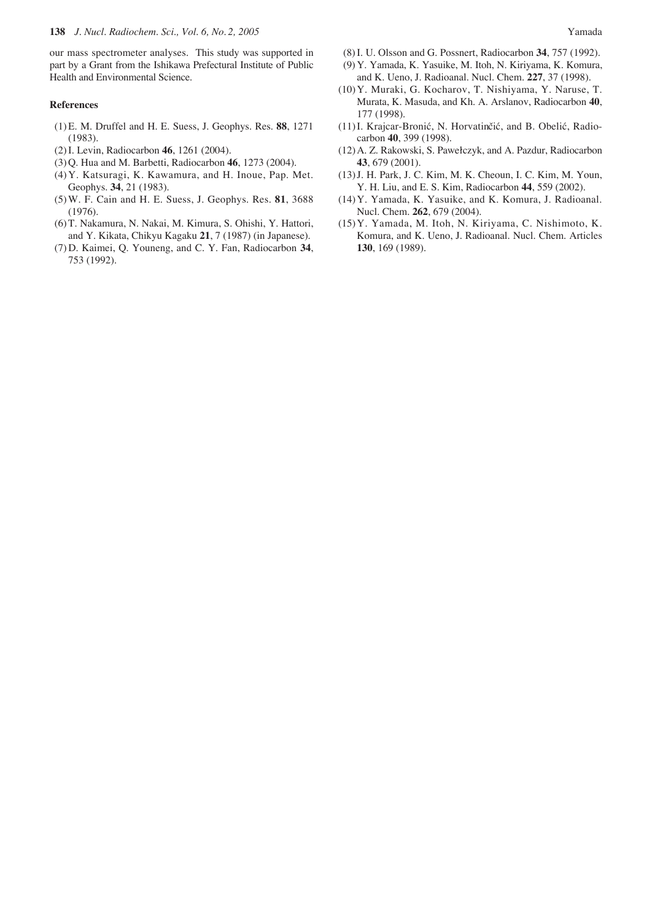our mass spectrometer analyses. This study was supported in part by a Grant from the Ishikawa Prefectural Institute of Public Health and Environmental Science.

### References

(1) E. M. Druffel and H. E. Suess, J. Geophys. Res. **88**, 1271 (1983).

(2) I. Levin, Radiocarbon **46**, 1261 (2004).

(3) Q. Hua and M. Barbetti, Radiocarbon **46**, 1273 (2004).

(4) Y. Katsuragi, K. Kawamura, and H. Inoue, Pap. Met. Geophys. **34**, 21 (1983).

(5) W. F. Cain and H. E. Suess, J. Geophys. Res. **81**, 3688 (1976).

(6) T. Nakamura, N. Nakai, M. Kimura, S. Ohishi, Y. Hattori, and Y. Kikata, Chikyu Kagaku **21**, 7 (1987) (in Japanese).

(7) D. Kaimei, Q. Youneng, and C. Y. Fan, Radiocarbon **34**, 753 (1992).

(8) I. U. Olsson and G. Possnert, Radiocarbon **34**, 757 (1992).

(9) Y. Yamada, K. Yasuike, M. Itoh, N. Kiriyama, K. Komura, and K. Ueno, J. Radioanal. Nucl. Chem. **227**, 37 (1998).

(10) Y. Muraki, G. Kocharov, T. Nishiyama, Y. Naruse, T. Murata, K. Masuda, and Kh. A. Arslanov, Radiocarbon **40**, 177 (1998).

(11) I. Krajcar-Bronić, N. Horvatinčić, and B. Obelić, Radiocarbon **40**, 399 (1998).

(12) A. Z. Rakowski, S. Pawełczyk, and A. Pazdur, Radiocarbon **43**, 679 (2001).

(13) J. H. Park, J. C. Kim, M. K. Cheoun, I. C. Kim, M. Youn, Y. H. Liu, and E. S. Kim, Radiocarbon **44**, 559 (2002).

(14) Y. Yamada, K. Yasuike, and K. Komura, J. Radioanal. Nucl. Chem. **262**, 679 (2004).

(15) Y. Yamada, M. Itoh, N. Kiriyama, C. Nishimoto, K. Komura, and K. Ueno, J. Radioanal. Nucl. Chem. Articles **130**, 169 (1989).